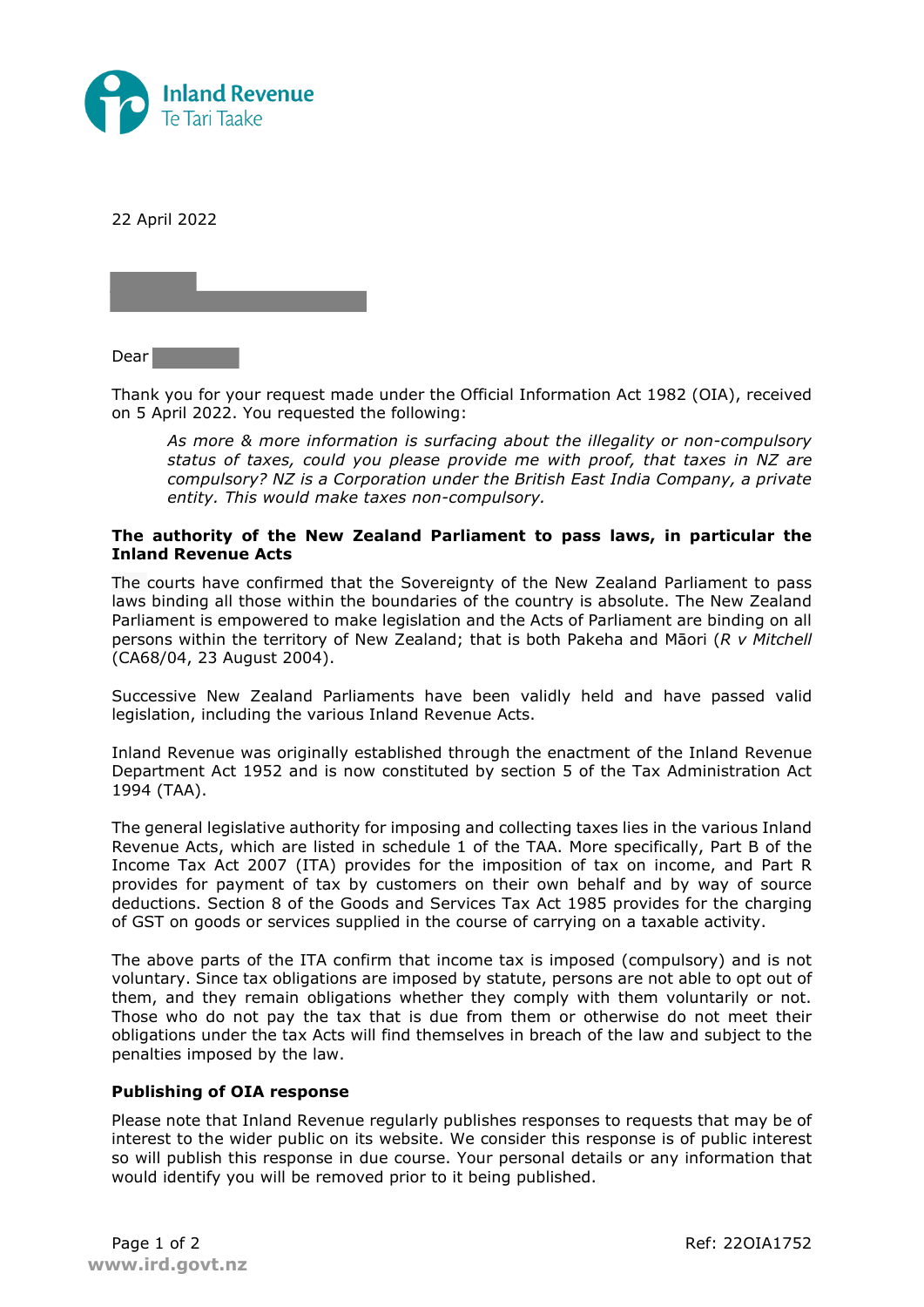22 April 2022

Dear

Thank you for your request made under the Official Information Act 1982 (OIA), received on 5 April 2022. You requested the following:

> *As more & more information is surfacing about the illegality or non-compulsory status of taxes, could you please provide me with proof, that taxes in NZ are compulsory? NZ is a Corporation under the British East India Company, a private entity. This would make taxes non-compulsory.*

**The authority of the New Zealand Parliament to pass laws, in particular the Inland Revenue Acts**

The courts have confirmed that the Sovereignty of the New Zealand Parliament to pass laws binding all those within the boundaries of the country is absolute. The New Zealand Parliament is empowered to make legislation and the Acts of Parliament are binding on all persons within the territory of New Zealand; that is both Pakeha and Māori (*R v Mitchell* (CA68/04, 23 August 2004).

Successive New Zealand Parliaments have been validly held and have passed valid legislation, including the various Inland Revenue Acts.

Inland Revenue was originally established through the enactment of the Inland Revenue Department Act 1952 and is now constituted by section 5 of the Tax Administration Act 1994 (TAA).

The general legislative authority for imposing and collecting taxes lies in the various Inland Revenue Acts, which are listed in schedule 1 of the TAA. More specifically, Part B of the Income Tax Act 2007 (ITA) provides for the imposition of tax on income, and Part R provides for payment of tax by customers on their own behalf and by way of source deductions. Section 8 of the Goods and Services Tax Act 1985 provides for the charging of GST on goods or services supplied in the course of carrying on a taxable activity.

The above parts of the ITA confirm that income tax is imposed (compulsory) and is not voluntary. Since tax obligations are imposed by statute, persons are not able to opt out of them, and they remain obligations whether they comply with them voluntarily or not. Those who do not pay the tax that is due from them or otherwise do not meet their obligations under the tax Acts will find themselves in breach of the law and subject to the penalties imposed by the law.

**Publishing of OIA response**

Please note that Inland Revenue regularly publishes responses to requests that may be of interest to the wider public on its website. We consider this response is of public interest so will publish this response in due course. Your personal details or any information that would identify you will be removed prior to it being published.

Ref: 22OIA1752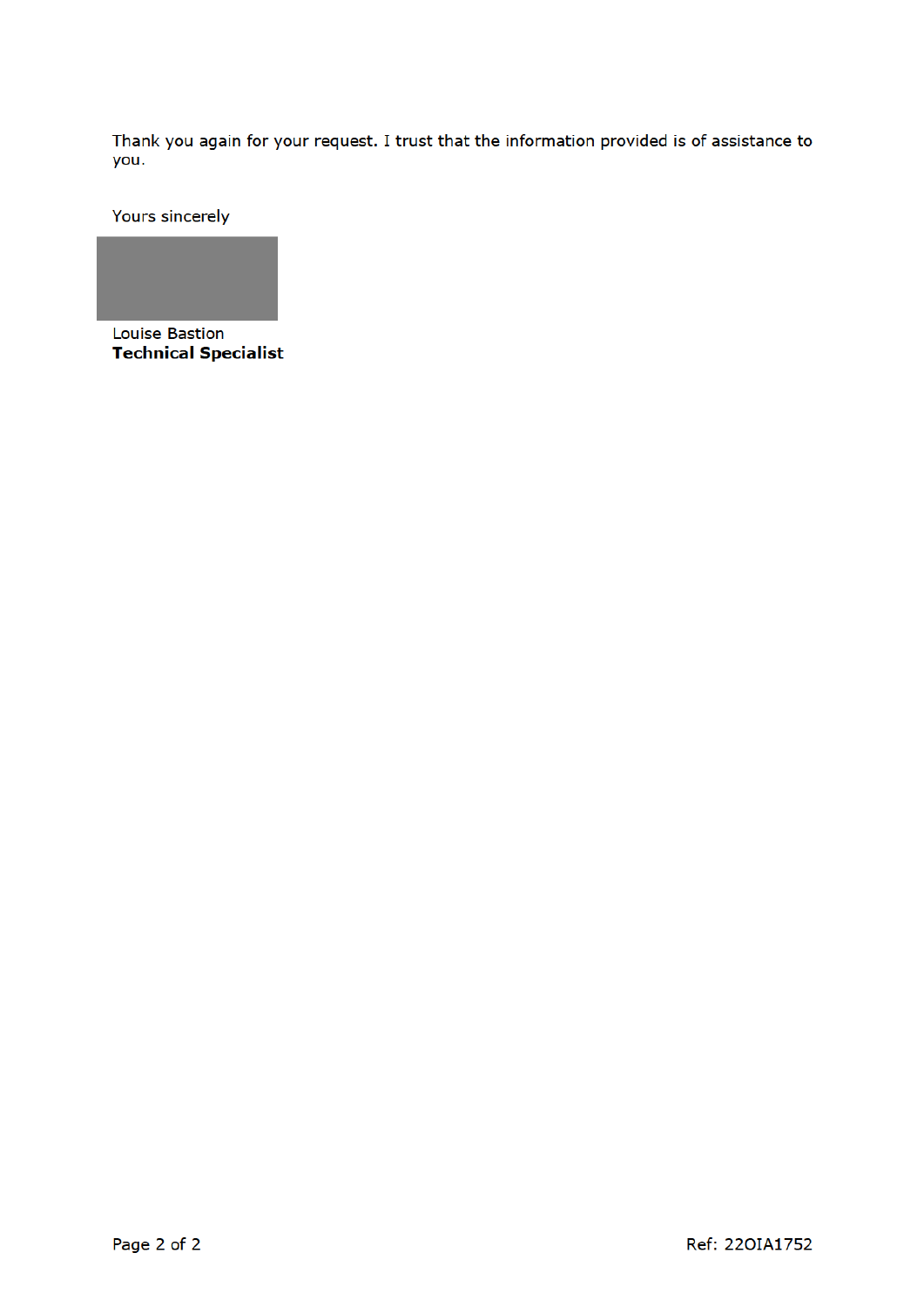Thank you again for your request. I trust that the information provided is of assistance to you.

Yours sincerely

Louise Bastion
**Technical Specialist**